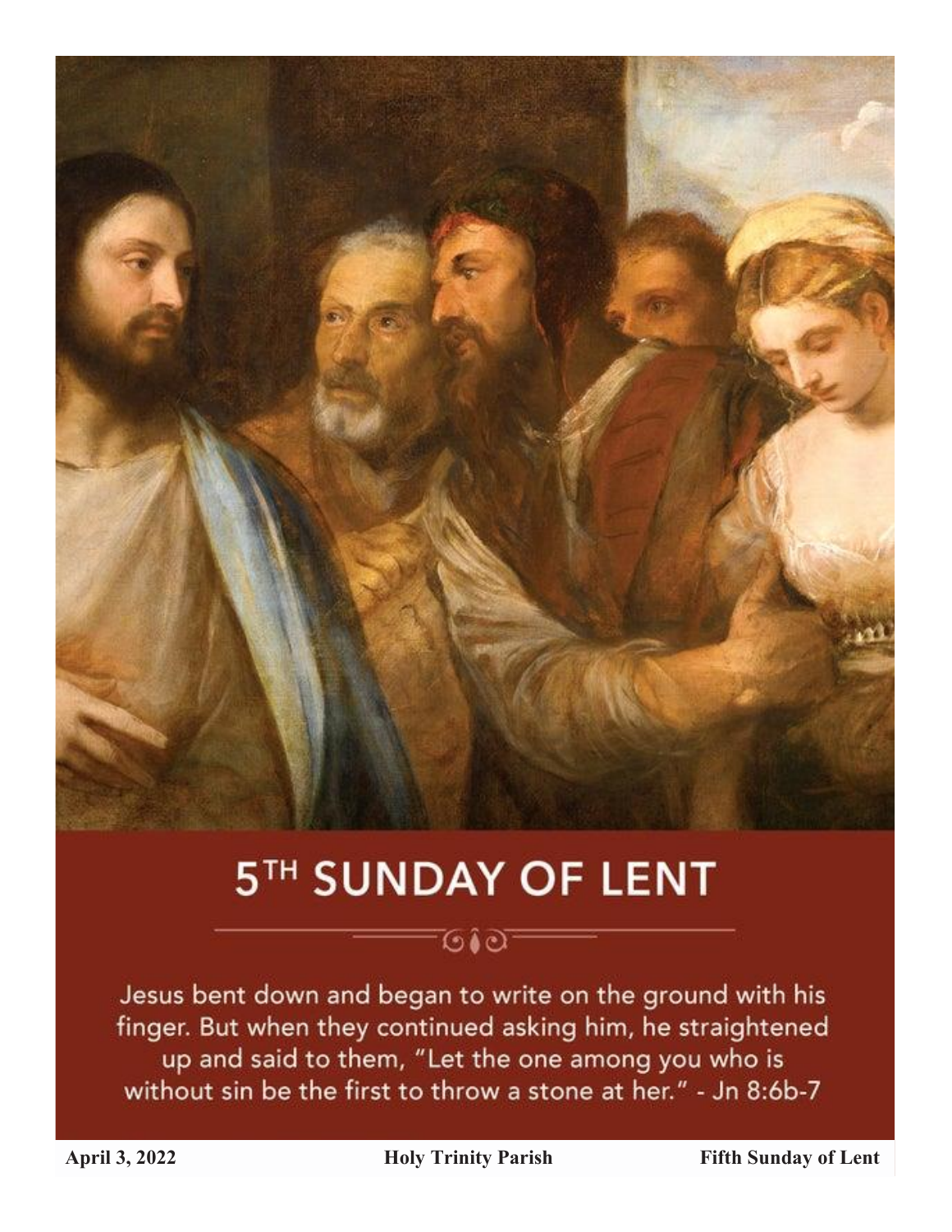# 5TH SUNDAY OF LENT

Jesus bent down and began to write on the ground with his finger. But when they continued asking him, he straightened up and said to them, "Let the one among you who is without sin be the first to throw a stone at her." - Jn 8:6b-7

**April 3, 2022** **Holy Trinity Parish** **Fifth Sunday of Lent**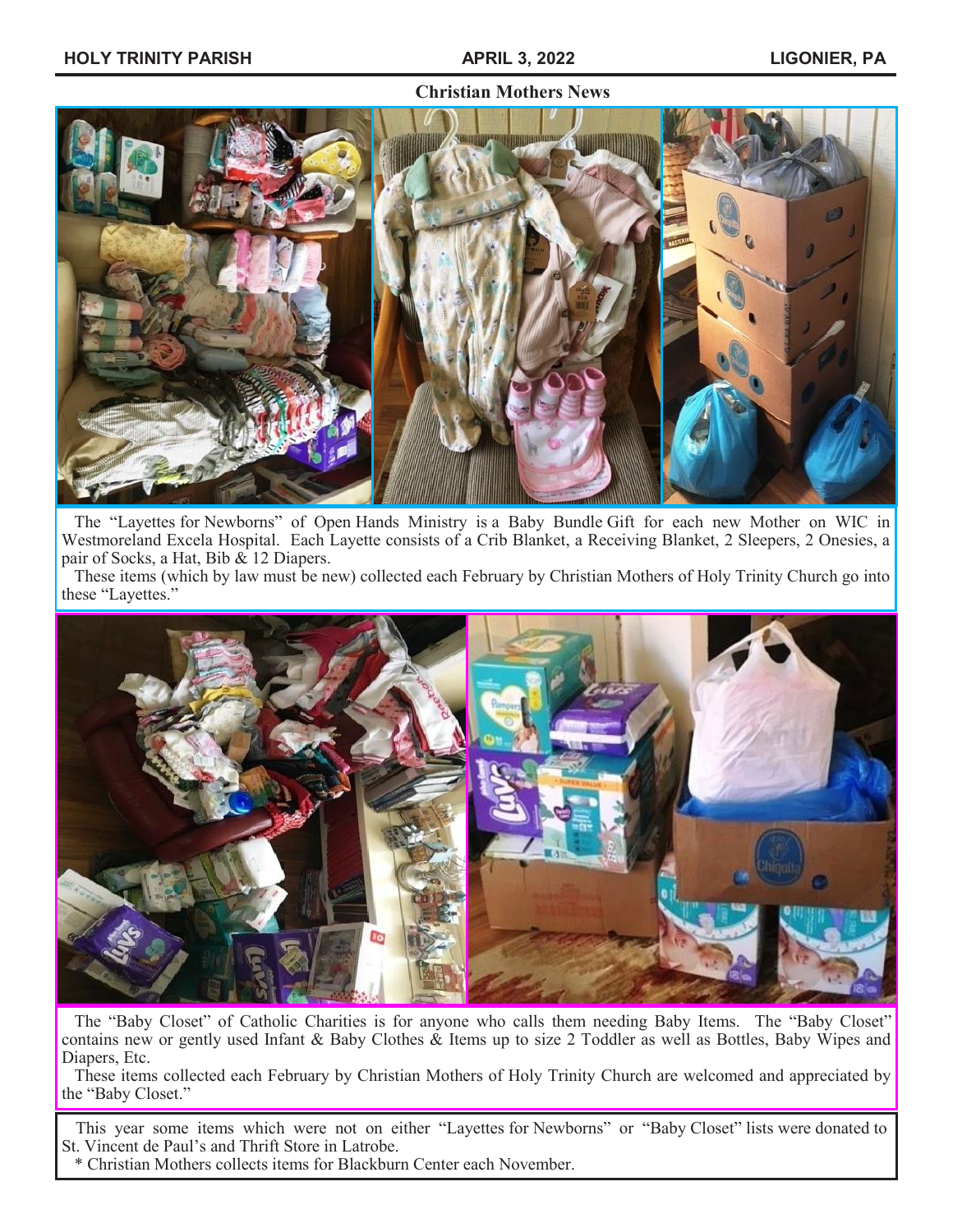## Christian Mothers News

The "Layettes for Newborns" of Open Hands Ministry is a Baby Bundle Gift for each new Mother on WIC in Westmoreland Excela Hospital. Each Layette consists of a Crib Blanket, a Receiving Blanket, 2 Sleepers, 2 Onesies, a pair of Socks, a Hat, Bib & 12 Diapers.

These items (which by law must be new) collected each February by Christian Mothers of Holy Trinity Church go into these "Layettes."

The "Baby Closet" of Catholic Charities is for anyone who calls them needing Baby Items. The "Baby Closet" contains new or gently used Infant & Baby Clothes & Items up to size 2 Toddler as well as Bottles, Baby Wipes and Diapers, Etc.

These items collected each February by Christian Mothers of Holy Trinity Church are welcomed and appreciated by the "Baby Closet."

This year some items which were not on either "Layettes for Newborns" or "Baby Closet" lists were donated to St. Vincent de Paul's and Thrift Store in Latrobe.

* Christian Mothers collects items for Blackburn Center each November.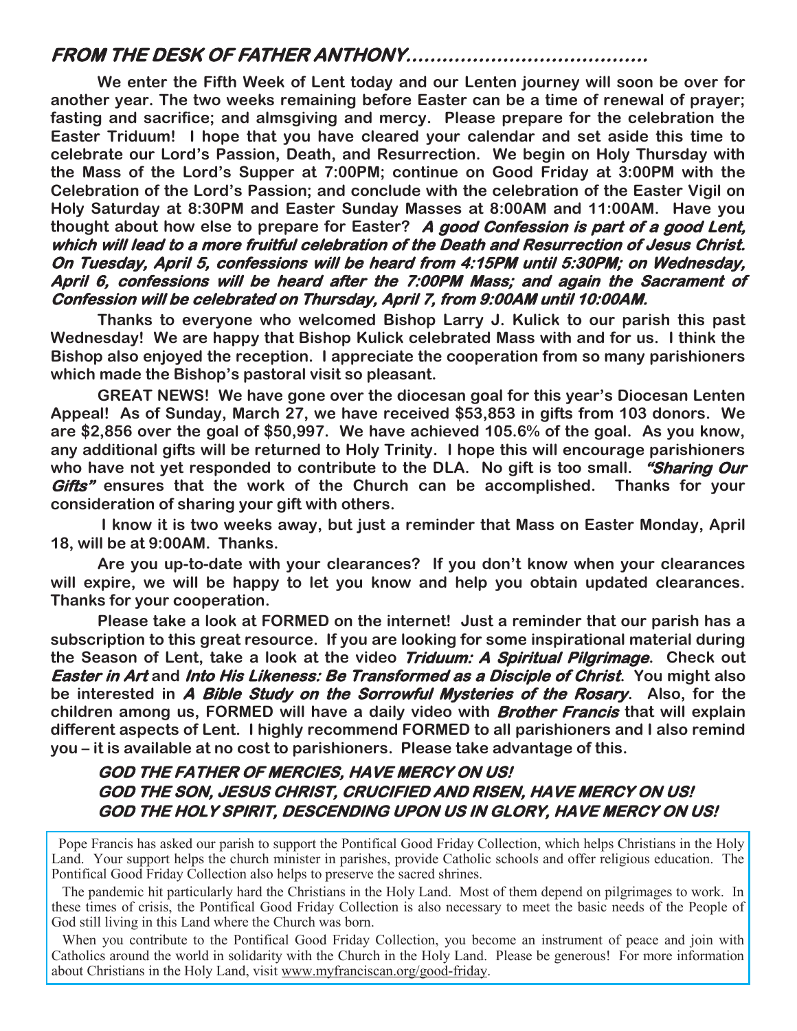## *FROM THE DESK OF FATHER ANTHONY…………………………………*

**We enter the Fifth Week of Lent today and our Lenten journey will soon be over for another year. The two weeks remaining before Easter can be a time of renewal of prayer; fasting and sacrifice; and almsgiving and mercy. Please prepare for the celebration the Easter Triduum! I hope that you have cleared your calendar and set aside this time to celebrate our Lord's Passion, Death, and Resurrection. We begin on Holy Thursday with the Mass of the Lord's Supper at 7:00PM; continue on Good Friday at 3:00PM with the Celebration of the Lord's Passion; and conclude with the celebration of the Easter Vigil on Holy Saturday at 8:30PM and Easter Sunday Masses at 8:00AM and 11:00AM. Have you thought about how else to prepare for Easter?** ***A good Confession is part of a good Lent, which will lead to a more fruitful celebration of the Death and Resurrection of Jesus Christ. On Tuesday, April 5, confessions will be heard from 4:15PM until 5:30PM; on Wednesday, April 6, confessions will be heard after the 7:00PM Mass; and again the Sacrament of Confession will be celebrated on Thursday, April 7, from 9:00AM until 10:00AM.***

**Thanks to everyone who welcomed Bishop Larry J. Kulick to our parish this past Wednesday! We are happy that Bishop Kulick celebrated Mass with and for us. I think the Bishop also enjoyed the reception. I appreciate the cooperation from so many parishioners which made the Bishop's pastoral visit so pleasant.**

**GREAT NEWS! We have gone over the diocesan goal for this year's Diocesan Lenten Appeal! As of Sunday, March 27, we have received $53,853 in gifts from 103 donors. We are $2,856 over the goal of $50,997. We have achieved 105.6% of the goal. As you know, any additional gifts will be returned to Holy Trinity. I hope this will encourage parishioners who have not yet responded to contribute to the DLA. No gift is too small.** ***"Sharing Our Gifts"*** **ensures that the work of the Church can be accomplished. Thanks for your consideration of sharing your gift with others.**

**I know it is two weeks away, but just a reminder that Mass on Easter Monday, April 18, will be at 9:00AM. Thanks.**

**Are you up-to-date with your clearances? If you don't know when your clearances will expire, we will be happy to let you know and help you obtain updated clearances. Thanks for your cooperation.**

**Please take a look at FORMED on the internet! Just a reminder that our parish has a subscription to this great resource. If you are looking for some inspirational material during the Season of Lent, take a look at the video** ***Triduum: A Spiritual Pilgrimage*****. Check out** ***Easter in Art*** **and** ***Into His Likeness: Be Transformed as a Disciple of Christ*****. You might also be interested in** ***A Bible Study on the Sorrowful Mysteries of the Rosary*****. Also, for the children among us, FORMED will have a daily video with** ***Brother Francis*** **that will explain different aspects of Lent. I highly recommend FORMED to all parishioners and I also remind you – it is available at no cost to parishioners. Please take advantage of this.**

***GOD THE FATHER OF MERCIES, HAVE MERCY ON US!***
***GOD THE SON, JESUS CHRIST, CRUCIFIED AND RISEN, HAVE MERCY ON US!***
***GOD THE HOLY SPIRIT, DESCENDING UPON US IN GLORY, HAVE MERCY ON US!***

Pope Francis has asked our parish to support the Pontifical Good Friday Collection, which helps Christians in the Holy Land. Your support helps the church minister in parishes, provide Catholic schools and offer religious education. The Pontifical Good Friday Collection also helps to preserve the sacred shrines.

The pandemic hit particularly hard the Christians in the Holy Land. Most of them depend on pilgrimages to work. In these times of crisis, the Pontifical Good Friday Collection is also necessary to meet the basic needs of the People of God still living in this Land where the Church was born.

When you contribute to the Pontifical Good Friday Collection, you become an instrument of peace and join with Catholics around the world in solidarity with the Church in the Holy Land. Please be generous! For more information about Christians in the Holy Land, visit www.myfranciscan.org/good-friday.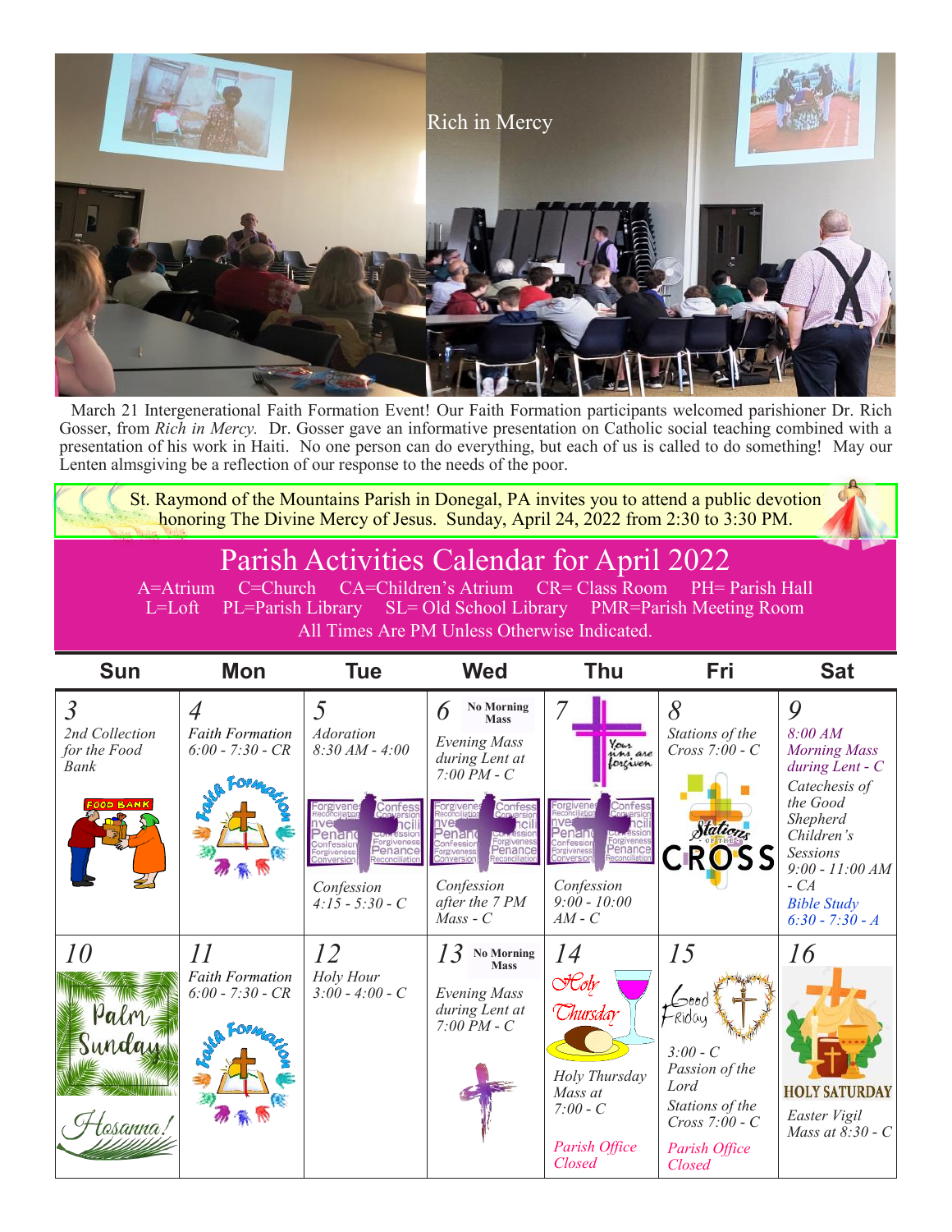Rich in Mercy

March 21 Intergenerational Faith Formation Event! Our Faith Formation participants welcomed parishioner Dr. Rich Gosser, from *Rich in Mercy.* Dr. Gosser gave an informative presentation on Catholic social teaching combined with a presentation of his work in Haiti. No one person can do everything, but each of us is called to do something! May our Lenten almsgiving be a reflection of our response to the needs of the poor.

St. Raymond of the Mountains Parish in Donegal, PA invites you to attend a public devotion honoring The Divine Mercy of Jesus. Sunday, April 24, 2022 from 2:30 to 3:30 PM.

## Parish Activities Calendar for April 2022

A=Atrium C=Church CA=Children's Atrium CR= Class Room PH= Parish Hall L=Loft PL=Parish Library SL= Old School Library PMR=Parish Meeting Room

All Times Are PM Unless Otherwise Indicated.

| Sun | Mon | Tue | Wed | Thu | Fri | Sat |
|---|---|---|---|---|---|---|
| 3 *2nd Collection for the Food Bank* | 4 *Faith Formation 6:00 - 7:30 - CR* | 5 *Adoration 8:30 AM - 4:00* *Confession 4:15 - 5:30 - C* | 6 **No Morning Mass** *Evening Mass during Lent at 7:00 PM - C* *Confession after the 7 PM Mass - C* | 7 *Confession 9:00 - 10:00 AM - C* | 8 *Stations of the Cross 7:00 - C* | 9 *8:00 AM Morning Mass during Lent - C* *Catechesis of the Good Shepherd Children's Sessions 9:00 - 11:00 AM - CA* *Bible Study 6:30 - 7:30 - A* |
| 10 Palm Sunday Hosanna! | 11 *Faith Formation 6:00 - 7:30 - CR* | 12 *Holy Hour 3:00 - 4:00 - C* | 13 **No Morning Mass** *Evening Mass during Lent at 7:00 PM - C* | 14 Holy Thursday *Holy Thursday Mass at 7:00 - C* *Parish Office Closed* | 15 Good Friday *3:00 - C Passion of the Lord* *Stations of the Cross 7:00 - C* *Parish Office Closed* | 16 HOLY SATURDAY *Easter Vigil Mass at 8:30 - C* |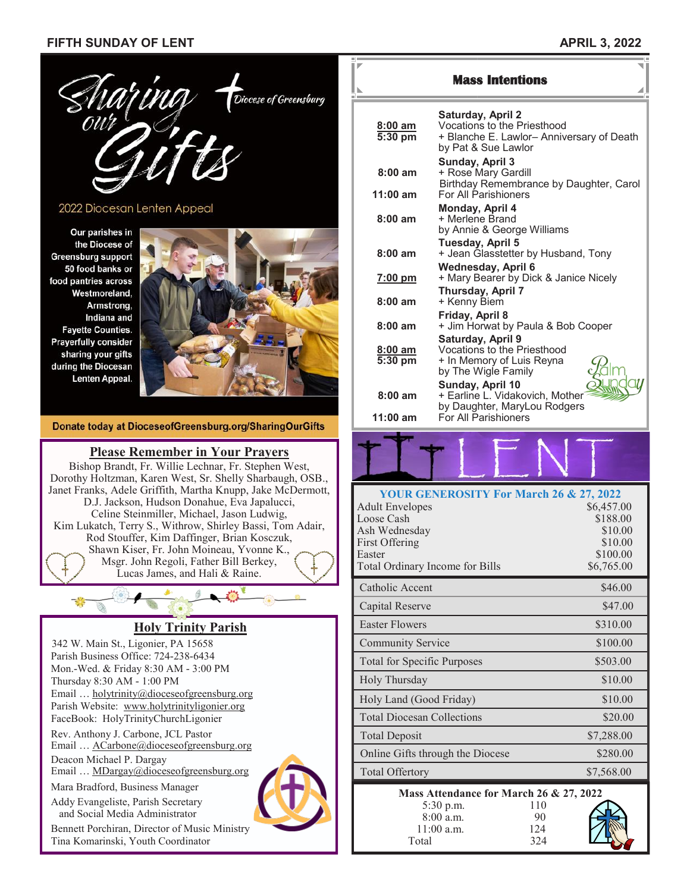FIFTH SUNDAY OF LENT — APRIL 3, 2022

# Sharing our Gifts

Diocese of Greensburg

2022 Diocesan Lenten Appeal

Our parishes in the Diocese of Greensburg support 50 food banks or food pantries across Westmoreland, Armstrong, Indiana and Fayette Counties. Prayerfully consider sharing your gifts during the Diocesan Lenten Appeal.

**Donate today at DioceseofGreensburg.org/SharingOurGifts**

## Please Remember in Your Prayers

Bishop Brandt, Fr. Willie Lechnar, Fr. Stephen West, Dorothy Holtzman, Karen West, Sr. Shelly Sharbaugh, OSB., Janet Franks, Adele Griffith, Martha Knupp, Jake McDermott, D.J. Jackson, Hudson Donahue, Eva Japalucci, Celine Steinmiller, Michael, Jason Ludwig, Kim Lukatch, Terry S., Withrow, Shirley Bassi, Tom Adair, Rod Stouffer, Kim Daffinger, Brian Kosczuk, Shawn Kiser, Fr. John Moineau, Yvonne K., Msgr. John Regoli, Father Bill Berkey, Lucas James, and Hali & Raine.

## Holy Trinity Parish

342 W. Main St., Ligonier, PA 15658
Parish Business Office: 724-238-6434
Mon.-Wed. & Friday 8:30 AM - 3:00 PM
Thursday 8:30 AM - 1:00 PM
Email … holytrinity@dioceseofgreensburg.org
Parish Website: www.holytrinityligonier.org
FaceBook: HolyTrinityChurchLigonier

Rev. Anthony J. Carbone, JCL Pastor
Email … ACarbone@dioceseofgreensburg.org

Deacon Michael P. Dargay
Email … MDargay@dioceseofgreensburg.org

Mara Bradford, Business Manager

Addy Evangeliste, Parish Secretary and Social Media Administrator

Bennett Porchiran, Director of Music Ministry
Tina Komarinski, Youth Coordinator

## Mass Intentions

**Saturday, April 2**
8:00 am — Vocations to the Priesthood
5:30 pm — + Blanche E. Lawlor– Anniversary of Death by Pat & Sue Lawlor

**Sunday, April 3**
8:00 am — + Rose Mary Gardill Birthday Remembrance by Daughter, Carol
11:00 am — For All Parishioners

**Monday, April 4**
8:00 am — + Merlene Brand by Annie & George Williams

**Tuesday, April 5**
8:00 am — + Jean Glasstetter by Husband, Tony

**Wednesday, April 6**
7:00 pm — + Mary Bearer by Dick & Janice Nicely

**Thursday, April 7**
8:00 am — + Kenny Biem

**Friday, April 8**
8:00 am — + Jim Horwat by Paula & Bob Cooper

**Saturday, April 9**
8:00 am — Vocations to the Priesthood
5:30 pm — + In Memory of Luis Reyna by The Wigle Family

**Sunday, April 10** (Palm Sunday)
8:00 am — + Earline L. Vidakovich, Mother by Daughter, MaryLou Rodgers
11:00 am — For All Parishioners

LENT

## YOUR GENEROSITY For March 26 & 27, 2022

| | |
|---|---|
| Adult Envelopes | $6,457.00 |
| Loose Cash | $188.00 |
| Ash Wednesday | $10.00 |
| First Offering | $10.00 |
| Easter | $100.00 |
| Total Ordinary Income for Bills | $6,765.00 |
| Catholic Accent | $46.00 |
| Capital Reserve | $47.00 |
| Easter Flowers | $310.00 |
| Community Service | $100.00 |
| Total for Specific Purposes | $503.00 |
| Holy Thursday | $10.00 |
| Holy Land (Good Friday) | $10.00 |
| Total Diocesan Collections | $20.00 |
| Total Deposit | $7,288.00 |
| Online Gifts through the Diocese | $280.00 |
| Total Offertory | $7,568.00 |

## Mass Attendance for March 26 & 27, 2022

| | |
|---|---|
| 5:30 p.m. | 110 |
| 8:00 a.m. | 90 |
| 11:00 a.m. | 124 |
| Total | 324 |